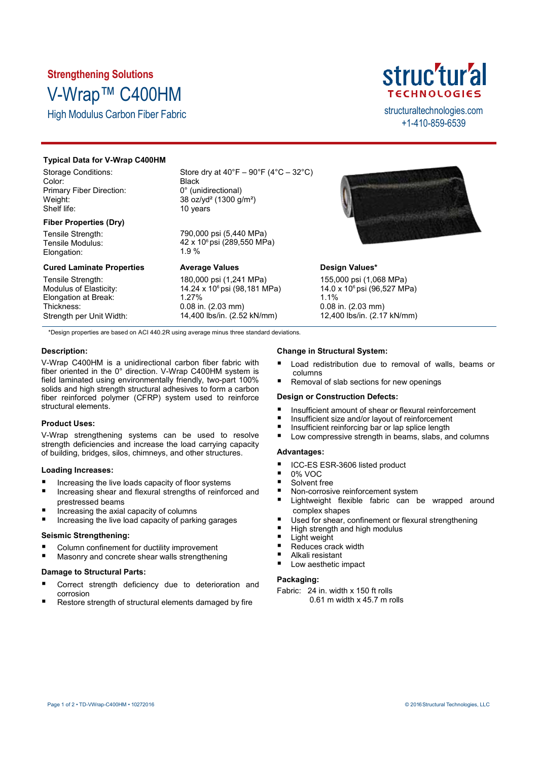**Strengthening Solutions**

# V-Wrap™ C400HM

## High Modulus Carbon Fiber Fabric

structural TECHNOLOGIES

structuraltechnologies.com
+1-410-859-6539

### Typical Data for V-Wrap C400HM

| | |
|---|---|
| Storage Conditions: | Store dry at 40°F – 90°F (4°C – 32°C) |
| Color: | Black |
| Primary Fiber Direction: | 0° (unidirectional) |
| Weight: | 38 oz/yd² (1300 g/m²) |
| Shelf life: | 10 years |

### Fiber Properties (Dry)

| | |
|---|---|
| Tensile Strength: | 790,000 psi (5,440 MPa) |
| Tensile Modulus: | 42 x $10^6$ psi (289,550 MPa) |
| Elongation: | 1.9 % |

| Cured Laminate Properties | Average Values | Design Values* |
|---|---|---|
| Tensile Strength: | 180,000 psi (1,241 MPa) | 155,000 psi (1,068 MPa) |
| Modulus of Elasticity: | 14.24 x $10^6$ psi (98,181 MPa) | 14.0 x $10^6$ psi (96,527 MPa) |
| Elongation at Break: | 1.27% | 1.1% |
| Thickness: | 0.08 in. (2.03 mm) | 0.08 in. (2.03 mm) |
| Strength per Unit Width: | 14,400 lbs/in. (2.52 kN/mm) | 12,400 lbs/in. (2.17 kN/mm) |

*Design properties are based on ACI 440.2R using average minus three standard deviations.

### Description:

V-Wrap C400HM is a unidirectional carbon fiber fabric with fiber oriented in the 0° direction. V-Wrap C400HM system is field laminated using environmentally friendly, two-part 100% solids and high strength structural adhesives to form a carbon fiber reinforced polymer (CFRP) system used to reinforce structural elements.

### Product Uses:

V-Wrap strengthening systems can be used to resolve strength deficiencies and increase the load carrying capacity of building, bridges, silos, chimneys, and other structures.

### Loading Increases:

- Increasing the live loads capacity of floor systems
- Increasing shear and flexural strengths of reinforced and prestressed beams
- Increasing the axial capacity of columns
- Increasing the live load capacity of parking garages

### Seismic Strengthening:

- Column confinement for ductility improvement
- Masonry and concrete shear walls strengthening

### Damage to Structural Parts:

- Correct strength deficiency due to deterioration and corrosion
- Restore strength of structural elements damaged by fire

### Change in Structural System:

- Load redistribution due to removal of walls, beams or columns
- Removal of slab sections for new openings

### Design or Construction Defects:

- Insufficient amount of shear or flexural reinforcement
- Insufficient size and/or layout of reinforcement
- Insufficient reinforcing bar or lap splice length
- Low compressive strength in beams, slabs, and columns

### Advantages:

- ICC-ES ESR-3606 listed product
- 0% VOC
- Solvent free
- Non-corrosive reinforcement system
- Lightweight flexible fabric can be wrapped around complex shapes
- Used for shear, confinement or flexural strengthening
- High strength and high modulus
- Light weight
- Reduces crack width
- Alkali resistant
- Low aesthetic impact

### Packaging:

Fabric: 24 in. width x 150 ft rolls
0.61 m width x 45.7 m rolls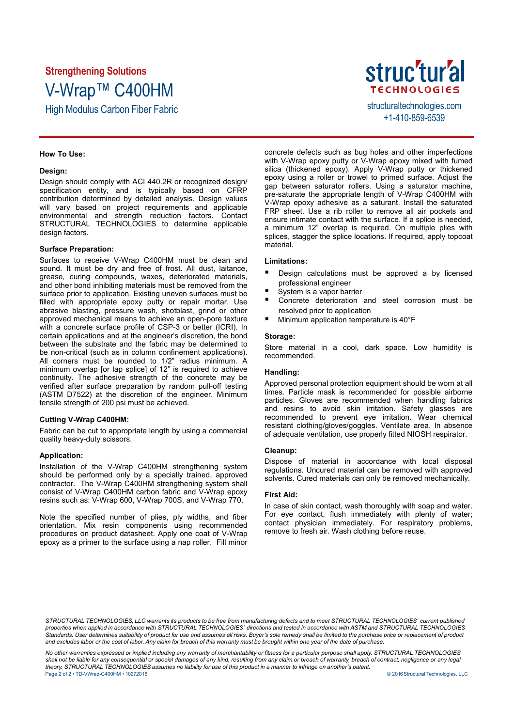**Strengthening Solutions**

# V-Wrap™ C400HM

High Modulus Carbon Fiber Fabric

structuraltechnologies.com
+1-410-859-6539

## How To Use:

### Design:

Design should comply with ACI 440.2R or recognized design/ specification entity, and is typically based on CFRP contribution determined by detailed analysis. Design values will vary based on project requirements and applicable environmental and strength reduction factors. Contact STRUCTURAL TECHNOLOGIES to determine applicable design factors.

### Surface Preparation:

Surfaces to receive V-Wrap C400HM must be clean and sound. It must be dry and free of frost. All dust, laitance, grease, curing compounds, waxes, deteriorated materials, and other bond inhibiting materials must be removed from the surface prior to application. Existing uneven surfaces must be filled with appropriate epoxy putty or repair mortar. Use abrasive blasting, pressure wash, shotblast, grind or other approved mechanical means to achieve an open-pore texture with a concrete surface profile of CSP-3 or better (ICRI). In certain applications and at the engineer's discretion, the bond between the substrate and the fabric may be determined to be non-critical (such as in column confinement applications). All corners must be rounded to 1/2" radius minimum. A minimum overlap [or lap splice] of 12" is required to achieve continuity. The adhesive strength of the concrete may be verified after surface preparation by random pull-off testing (ASTM D7522) at the discretion of the engineer. Minimum tensile strength of 200 psi must be achieved.

### Cutting V-Wrap C400HM:

Fabric can be cut to appropriate length by using a commercial quality heavy-duty scissors.

### Application:

Installation of the V-Wrap C400HM strengthening system should be performed only by a specially trained, approved contractor. The V-Wrap C400HM strengthening system shall consist of V-Wrap C400HM carbon fabric and V-Wrap epoxy resins such as: V-Wrap 600, V-Wrap 700S, and V-Wrap 770.

Note the specified number of plies, ply widths, and fiber orientation. Mix resin components using recommended procedures on product datasheet. Apply one coat of V-Wrap epoxy as a primer to the surface using a nap roller. Fill minor concrete defects such as bug holes and other imperfections with V-Wrap epoxy putty or V-Wrap epoxy mixed with fumed silica (thickened epoxy). Apply V-Wrap putty or thickened epoxy using a roller or trowel to primed surface. Adjust the gap between saturator rollers. Using a saturator machine, pre-saturate the appropriate length of V-Wrap C400HM with V-Wrap epoxy adhesive as a saturant. Install the saturated FRP sheet. Use a rib roller to remove all air pockets and ensure intimate contact with the surface. If a splice is needed, a minimum 12" overlap is required. On multiple plies with splices, stagger the splice locations. If required, apply topcoat material.

### Limitations:

- Design calculations must be approved a by licensed professional engineer
- System is a vapor barrier
- Concrete deterioration and steel corrosion must be resolved prior to application
- Minimum application temperature is 40°F

### Storage:

Store material in a cool, dark space. Low humidity is recommended.

### Handling:

Approved personal protection equipment should be worn at all times. Particle mask is recommended for possible airborne particles. Gloves are recommended when handling fabrics and resins to avoid skin irritation. Safety glasses are recommended to prevent eye irritation. Wear chemical resistant clothing/gloves/goggles. Ventilate area. In absence of adequate ventilation, use properly fitted NIOSH respirator.

### Cleanup:

Dispose of material in accordance with local disposal regulations. Uncured material can be removed with approved solvents. Cured materials can only be removed mechanically.

### First Aid:

In case of skin contact, wash thoroughly with soap and water. For eye contact, flush immediately with plenty of water; contact physician immediately. For respiratory problems, remove to fresh air. Wash clothing before reuse.

*STRUCTURAL TECHNOLOGIES, LLC warrants its products to be free from manufacturing defects and to meet STRUCTURAL TECHNOLOGIES' current published properties when applied in accordance with STRUCTURAL TECHNOLOGIES' directions and tested in accordance with ASTM and STRUCTURAL TECHNOLOGIES Standards. User determines suitability of product for use and assumes all risks. Buyer's sole remedy shall be limited to the purchase price or replacement of product and excludes labor or the cost of labor. Any claim for breach of this warranty must be brought within one year of the date of purchase.*

*No other warranties expressed or implied including any warranty of merchantability or fitness for a particular purpose shall apply. STRUCTURAL TECHNOLOGIES shall not be liable for any consequential or special damages of any kind, resulting from any claim or breach of warranty, breach of contract, negligence or any legal theory. STRUCTURAL TECHNOLOGIES assumes no liability for use of this product in a manner to infringe on another's patent.*

© 2016 Structural Technologies, LLC